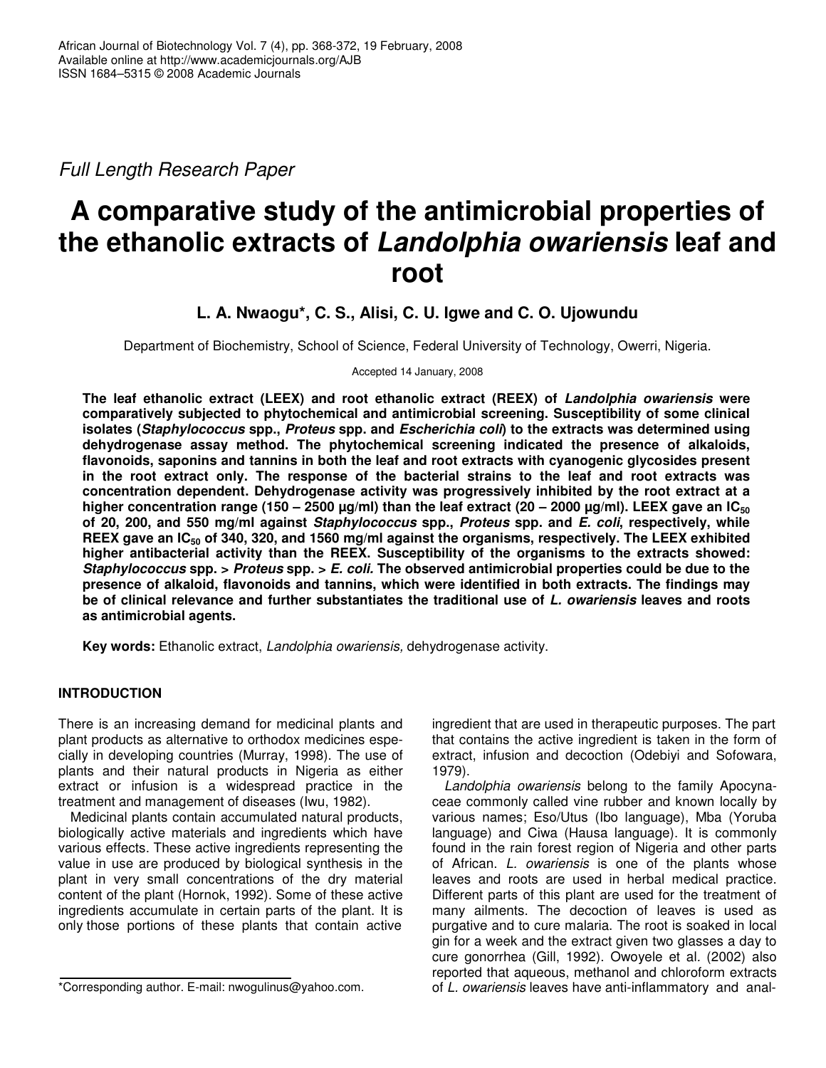Full Length Research Paper

# A comparative study of the antimicrobial properties of the ethanolic extracts of *Landolphia owariensis* leaf and root

**L. A. Nwaogu*, C. S., Alisi, C. U. Igwe and C. O. Ujowundu**

Department of Biochemistry, School of Science, Federal University of Technology, Owerri, Nigeria.

Accepted 14 January, 2008

**The leaf ethanolic extract (LEEX) and root ethanolic extract (REEX) of *Landolphia owariensis* were comparatively subjected to phytochemical and antimicrobial screening. Susceptibility of some clinical isolates (*Staphylococcus* spp., *Proteus* spp. and *Escherichia coli*) to the extracts was determined using dehydrogenase assay method. The phytochemical screening indicated the presence of alkaloids, flavonoids, saponins and tannins in both the leaf and root extracts with cyanogenic glycosides present in the root extract only. The response of the bacterial strains to the leaf and root extracts was concentration dependent. Dehydrogenase activity was progressively inhibited by the root extract at a higher concentration range (150 – 2500 µg/ml) than the leaf extract (20 – 2000 µg/ml). LEEX gave an $IC_{50}$ of 20, 200, and 550 mg/ml against *Staphylococcus* spp., *Proteus* spp. and *E. coli*, respectively, while REEX gave an $IC_{50}$ of 340, 320, and 1560 mg/ml against the organisms, respectively. The LEEX exhibited higher antibacterial activity than the REEX. Susceptibility of the organisms to the extracts showed: *Staphylococcus* spp. > *Proteus* spp. > *E. coli*. The observed antimicrobial properties could be due to the presence of alkaloid, flavonoids and tannins, which were identified in both extracts. The findings may be of clinical relevance and further substantiates the traditional use of *L. owariensis* leaves and roots as antimicrobial agents.**

**Key words:** Ethanolic extract, *Landolphia owariensis,* dehydrogenase activity.

## INTRODUCTION

There is an increasing demand for medicinal plants and plant products as alternative to orthodox medicines especially in developing countries (Murray, 1998). The use of plants and their natural products in Nigeria as either extract or infusion is a widespread practice in the treatment and management of diseases (Iwu, 1982).

Medicinal plants contain accumulated natural products, biologically active materials and ingredients which have various effects. These active ingredients representing the value in use are produced by biological synthesis in the plant in very small concentrations of the dry material content of the plant (Hornok, 1992). Some of these active ingredients accumulate in certain parts of the plant. It is only those portions of these plants that contain active ingredient that are used in therapeutic purposes. The part that contains the active ingredient is taken in the form of extract, infusion and decoction (Odebiyi and Sofowara, 1979).

*Landolphia owariensis* belong to the family Apocynaceae commonly called vine rubber and known locally by various names; Eso/Utus (Ibo language), Mba (Yoruba language) and Ciwa (Hausa language). It is commonly found in the rain forest region of Nigeria and other parts of African. *L. owariensis* is one of the plants whose leaves and roots are used in herbal medical practice. Different parts of this plant are used for the treatment of many ailments. The decoction of leaves is used as purgative and to cure malaria. The root is soaked in local gin for a week and the extract given two glasses a day to cure gonorrhea (Gill, 1992). Owoyele et al. (2002) also reported that aqueous, methanol and chloroform extracts of *L. owariensis* leaves have anti-inflammatory and anal-

*Corresponding author. E-mail: nwogulinus@yahoo.com.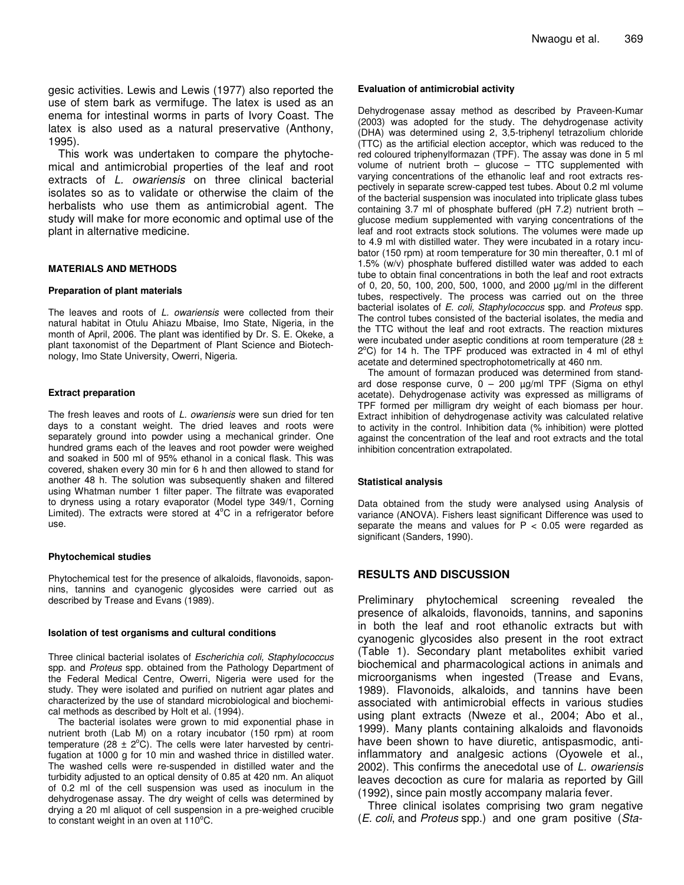gesic activities. Lewis and Lewis (1977) also reported the use of stem bark as vermifuge. The latex is used as an enema for intestinal worms in parts of Ivory Coast. The latex is also used as a natural preservative (Anthony, 1995).

This work was undertaken to compare the phytochemical and antimicrobial properties of the leaf and root extracts of *L. owariensis* on three clinical bacterial isolates so as to validate or otherwise the claim of the herbalists who use them as antimicrobial agent. The study will make for more economic and optimal use of the plant in alternative medicine.

## MATERIALS AND METHODS

### Preparation of plant materials

The leaves and roots of *L. owariensis* were collected from their natural habitat in Otulu Ahiazu Mbaise, Imo State, Nigeria, in the month of April, 2006. The plant was identified by Dr. S. E. Okeke, a plant taxonomist of the Department of Plant Science and Biotechnology, Imo State University, Owerri, Nigeria.

### Extract preparation

The fresh leaves and roots of *L. owariensis* were sun dried for ten days to a constant weight. The dried leaves and roots were separately ground into powder using a mechanical grinder. One hundred grams each of the leaves and root powder were weighed and soaked in 500 ml of 95% ethanol in a conical flask. This was covered, shaken every 30 min for 6 h and then allowed to stand for another 48 h. The solution was subsequently shaken and filtered using Whatman number 1 filter paper. The filtrate was evaporated to dryness using a rotary evaporator (Model type 349/1, Corning Limited). The extracts were stored at 4°C in a refrigerator before use.

### Phytochemical studies

Phytochemical test for the presence of alkaloids, flavonoids, saponnins, tannins and cyanogenic glycosides were carried out as described by Trease and Evans (1989).

### Isolation of test organisms and cultural conditions

Three clinical bacterial isolates of *Escherichia coli, Staphylococcus* spp. and *Proteus* spp. obtained from the Pathology Department of the Federal Medical Centre, Owerri, Nigeria were used for the study. They were isolated and purified on nutrient agar plates and characterized by the use of standard microbiological and biochemical methods as described by Holt et al. (1994).

The bacterial isolates were grown to mid exponential phase in nutrient broth (Lab M) on a rotary incubator (150 rpm) at room temperature (28 ± 2°C). The cells were later harvested by centrifugation at 1000 g for 10 min and washed thrice in distilled water. The washed cells were re-suspended in distilled water and the turbidity adjusted to an optical density of 0.85 at 420 nm. An aliquot of 0.2 ml of the cell suspension was used as inoculum in the dehydrogenase assay. The dry weight of cells was determined by drying a 20 ml aliquot of cell suspension in a pre-weighed crucible to constant weight in an oven at 110°C.

### Evaluation of antimicrobial activity

Dehydrogenase assay method as described by Praveen-Kumar (2003) was adopted for the study. The dehydrogenase activity (DHA) was determined using 2, 3,5-triphenyl tetrazolium chloride (TTC) as the artificial election acceptor, which was reduced to the red coloured triphenylformazan (TPF). The assay was done in 5 ml volume of nutrient broth – glucose – TTC supplemented with varying concentrations of the ethanolic leaf and root extracts respectively in separate screw-capped test tubes. About 0.2 ml volume of the bacterial suspension was inoculated into triplicate glass tubes containing 3.7 ml of phosphate buffered (pH 7.2) nutrient broth – glucose medium supplemented with varying concentrations of the leaf and root extracts stock solutions. The volumes were made up to 4.9 ml with distilled water. They were incubated in a rotary incubator (150 rpm) at room temperature for 30 min thereafter, 0.1 ml of 1.5% (w/v) phosphate buffered distilled water was added to each tube to obtain final concentrations in both the leaf and root extracts of 0, 20, 50, 100, 200, 500, 1000, and 2000 µg/ml in the different tubes, respectively. The process was carried out on the three bacterial isolates of *E. coli, Staphylococcus* spp. and *Proteus* spp. The control tubes consisted of the bacterial isolates, the media and the TTC without the leaf and root extracts. The reaction mixtures were incubated under aseptic conditions at room temperature (28 ± 2°C) for 14 h. The TPF produced was extracted in 4 ml of ethyl acetate and determined spectrophotometrically at 460 nm.

The amount of formazan produced was determined from standard dose response curve, 0 – 200 µg/ml TPF (Sigma on ethyl acetate). Dehydrogenase activity was expressed as milligrams of TPF formed per milligram dry weight of each biomass per hour. Extract inhibition of dehydrogenase activity was calculated relative to activity in the control. Inhibition data (% inhibition) were plotted against the concentration of the leaf and root extracts and the total inhibition concentration extrapolated.

### Statistical analysis

Data obtained from the study were analysed using Analysis of variance (ANOVA). Fishers least significant Difference was used to separate the means and values for $P < 0.05$ were regarded as significant (Sanders, 1990).

## RESULTS AND DISCUSSION

Preliminary phytochemical screening revealed the presence of alkaloids, flavonoids, tannins, and saponins in both the leaf and root ethanolic extracts but with cyanogenic glycosides also present in the root extract (Table 1). Secondary plant metabolites exhibit varied biochemical and pharmacological actions in animals and microorganisms when ingested (Trease and Evans, 1989). Flavonoids, alkaloids, and tannins have been associated with antimicrobial effects in various studies using plant extracts (Nweze et al., 2004; Abo et al., 1999). Many plants containing alkaloids and flavonoids have been shown to have diuretic, antispasmodic, anti-inflammatory and analgesic actions (Oyowele et al., 2002). This confirms the anecedotal use of *L. owariensis* leaves decoction as cure for malaria as reported by Gill (1992), since pain mostly accompany malaria fever.

Three clinical isolates comprising two gram negative (*E. coli*, and *Proteus* spp.) and one gram positive (*Sta-*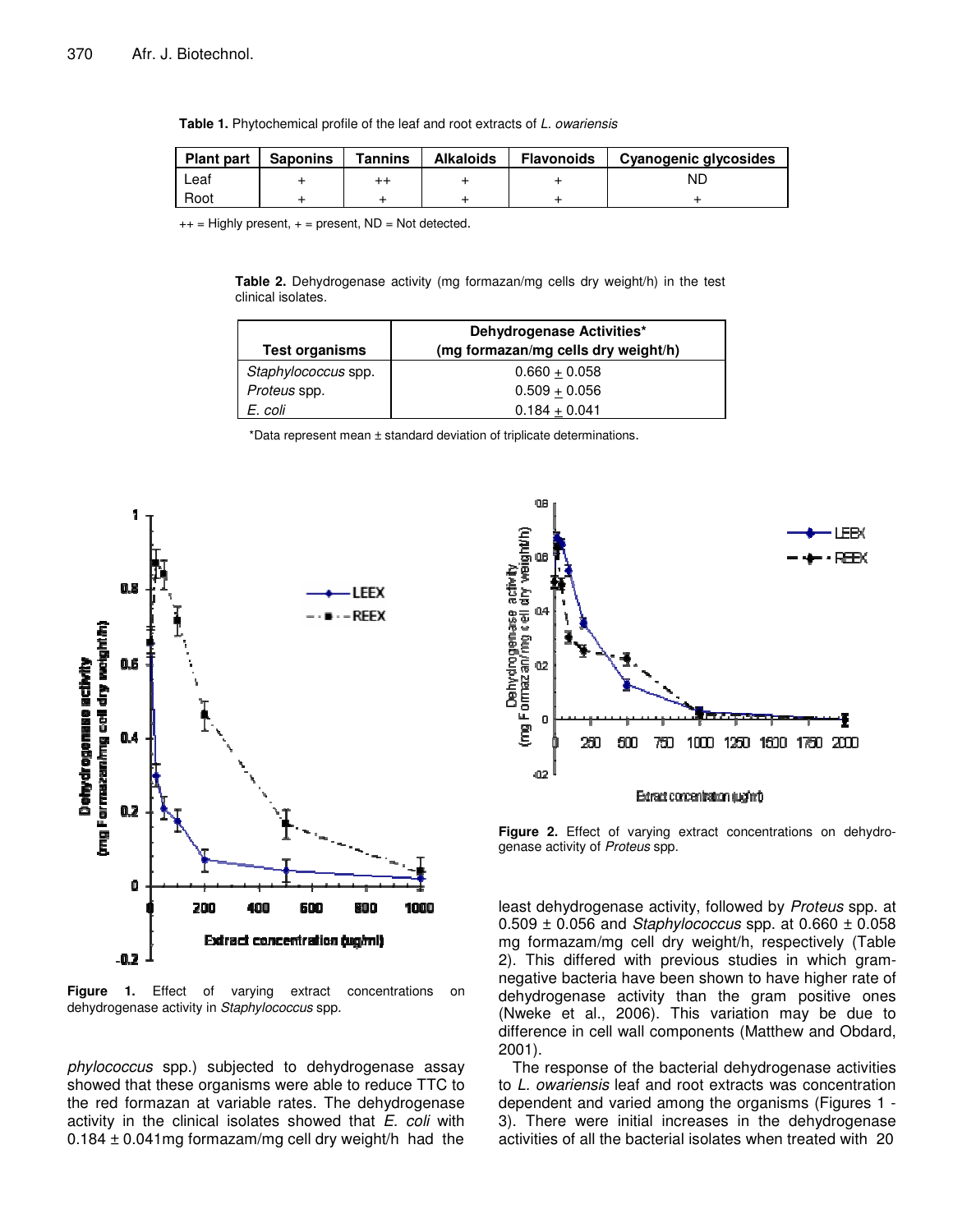**Table 1.** Phytochemical profile of the leaf and root extracts of *L. owariensis*

| Plant part | Saponins | Tannins | Alkaloids | Flavonoids | Cyanogenic glycosides |
|---|---|---|---|---|---|
| Leaf | + | ++ | + | + | ND |
| Root | + | + | + | + | + |

++ = Highly present, + = present, ND = Not detected.

**Table 2.** Dehydrogenase activity (mg formazan/mg cells dry weight/h) in the test clinical isolates.

| Test organisms | Dehydrogenase Activities* (mg formazan/mg cells dry weight/h) |
|---|---|
| *Staphylococcus* spp. | 0.660 ± 0.058 |
| *Proteus* spp. | 0.509 ± 0.056 |
| *E. coli* | 0.184 ± 0.041 |

*Data represent mean ± standard deviation of triplicate determinations.

**Figure 1.** Effect of varying extract concentrations on dehydrogenase activity in *Staphylococcus* spp.

**Figure 2.** Effect of varying extract concentrations on dehydrogenase activity of *Proteus* spp.

*phylococcus* spp.) subjected to dehydrogenase assay showed that these organisms were able to reduce TTC to the red formazan at variable rates. The dehydrogenase activity in the clinical isolates showed that *E. coli* with 0.184 ± 0.041mg formazam/mg cell dry weight/h had the least dehydrogenase activity, followed by *Proteus* spp. at 0.509 ± 0.056 and *Staphylococcus* spp. at 0.660 ± 0.058 mg formazam/mg cell dry weight/h, respectively (Table 2). This differed with previous studies in which gram-negative bacteria have been shown to have higher rate of dehydrogenase activity than the gram positive ones (Nweke et al., 2006). This variation may be due to difference in cell wall components (Matthew and Obdard, 2001).

The response of the bacterial dehydrogenase activities to *L. owariensis* leaf and root extracts was concentration dependent and varied among the organisms (Figures 1 - 3). There were initial increases in the dehydrogenase activities of all the bacterial isolates when treated with 20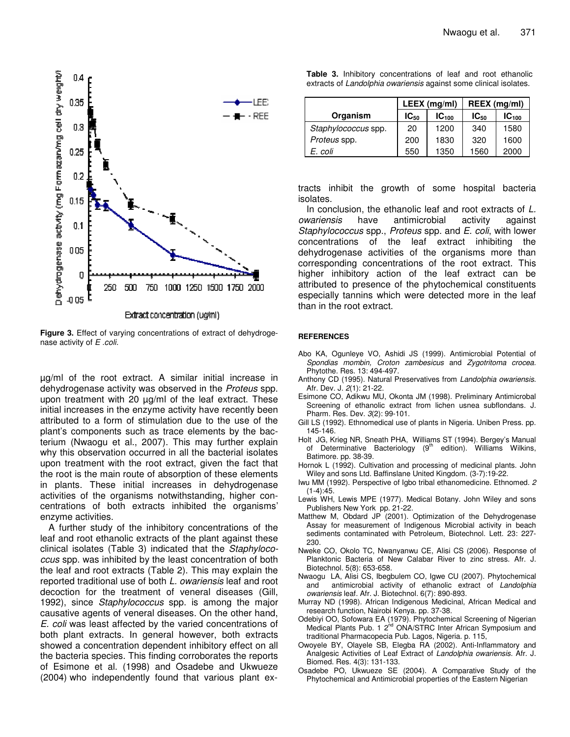**Figure 3.** Effect of varying concentrations of extract of dehydrogenase activity of *E .coli*.

µg/ml of the root extract. A similar initial increase in dehydrogenase activity was observed in the *Proteus* spp. upon treatment with 20 µg/ml of the leaf extract. These initial increases in the enzyme activity have recently been attributed to a form of stimulation due to the use of the plant's components such as trace elements by the bacterium (Nwaogu et al., 2007). This may further explain why this observation occurred in all the bacterial isolates upon treatment with the root extract, given the fact that the root is the main route of absorption of these elements in plants. These initial increases in dehydrogenase activities of the organisms notwithstanding, higher concentrations of both extracts inhibited the organisms' enzyme activities.

A further study of the inhibitory concentrations of the leaf and root ethanolic extracts of the plant against these clinical isolates (Table 3) indicated that the *Staphylococcus* spp. was inhibited by the least concentration of both the leaf and root extracts (Table 2). This may explain the reported traditional use of both *L. owariensis* leaf and root decoction for the treatment of veneral diseases (Gill, 1992), since *Staphylococcus* spp. is among the major causative agents of veneral diseases. On the other hand, *E. coli* was least affected by the varied concentrations of both plant extracts. In general however, both extracts showed a concentration dependent inhibitory effect on all the bacteria species. This finding corroborates the reports of Esimone et al. (1998) and Osadebe and Ukwueze (2004) who independently found that various plant extracts inhibit the growth of some hospital bacteria isolates.

**Table 3.** Inhibitory concentrations of leaf and root ethanolic extracts of *Landolphia owariensis* against some clinical isolates.

| Organism | LEEX (mg/ml) | | REEX (mg/ml) | |
|---|---|---|---|---|
| | $IC_{50}$ | $IC_{100}$ | $IC_{50}$ | $IC_{100}$ |
| *Staphylococcus* spp. | 20 | 1200 | 340 | 1580 |
| *Proteus* spp. | 200 | 1830 | 320 | 1600 |
| *E. coli* | 550 | 1350 | 1560 | 2000 |

In conclusion, the ethanolic leaf and root extracts of *L. owariensis* have antimicrobial activity against *Staphylococcus* spp., *Proteus* spp. and *E. coli*, with lower concentrations of the leaf extract inhibiting the dehydrogenase activities of the organisms more than corresponding concentrations of the root extract. This higher inhibitory action of the leaf extract can be attributed to presence of the phytochemical constituents especially tannins which were detected more in the leaf than in the root extract.

## REFERENCES

Abo KA, Ogunleye VO, Ashidi JS (1999). Antimicrobial Potential of *Spondias mombin, Croton zambesicus* and *Zygotritoma crocea*. Phytothe. Res. 13: 494-497.

Anthony CD (1995). Natural Preservatives from *Landolphia owariensis*. Afr. Dev. J. *2*(1): 21-22.

Esimone CO, Adikwu MU, Okonta JM (1998). Preliminary Antimicrobal Screening of ethanolic extract from lichen usnea subflondans. J. Pharm. Res. Dev. *3*(2): 99-101.

Gill LS (1992). Ethnomedical use of plants in Nigeria. Uniben Press. pp. 145-146.

Holt JG, Krieg NR, Sneath PHA, Williams ST (1994). Bergey's Manual of Determinative Bacteriology (9th edition). Williams Wilkins, Batimore. pp. 38-39.

Hornok L (1992). Cultivation and processing of medicinal plants. John Wiley and sons Ltd. Baffinslane United Kingdom. (3-7):19-22.

Iwu MM (1992). Perspective of Igbo tribal ethanomedicine. Ethnomed. *2* (1-4):45.

Lewis WH, Lewis MPE (1977). Medical Botany. John Wiley and sons Publishers New York pp. 21-22.

Matthew M, Obdard JP (2001). Optimization of the Dehydrogenase Assay for measurement of Indigenous Microbial activity in beach sediments contaminated with Petroleum, Biotechnol. Lett. 23: 227-230.

Nweke CO, Okolo TC, Nwanyanwu CE, Alisi CS (2006). Response of Planktonic Bacteria of New Calabar River to zinc stress. Afr. J. Biotechnol. 5(8): 653-658.

Nwaogu LA, Alisi CS, Ibegbulem CO, Igwe CU (2007). Phytochemical and antimicrobial activity of ethanolic extract of *Landolphia owariensis* leaf. Afr. J. Biotechnol. 6(7): 890-893.

Murray ND (1998). African Indigenous Medicinal, African Medical and research function, Nairobi Kenya. pp. 37-38.

Odebiyi OO, Sofowara EA (1979). Phytochemical Screening of Nigerian Medical Plants Pub. 1 2nd ONA/STRC Inter African Symposium and traditional Pharmacopecia Pub. Lagos, Nigeria. p. 115,

Owoyele BY, Olayele SB, Elegba RA (2002). Anti-Inflammatory and Analgesic Activities of Leaf Extract of *Landolphia owariensis.* Afr. J. Biomed. Res. 4(3): 131-133.

Osadebe PO, Ukwueze SE (2004). A Comparative Study of the Phytochemical and Antimicrobial properties of the Eastern Nigerian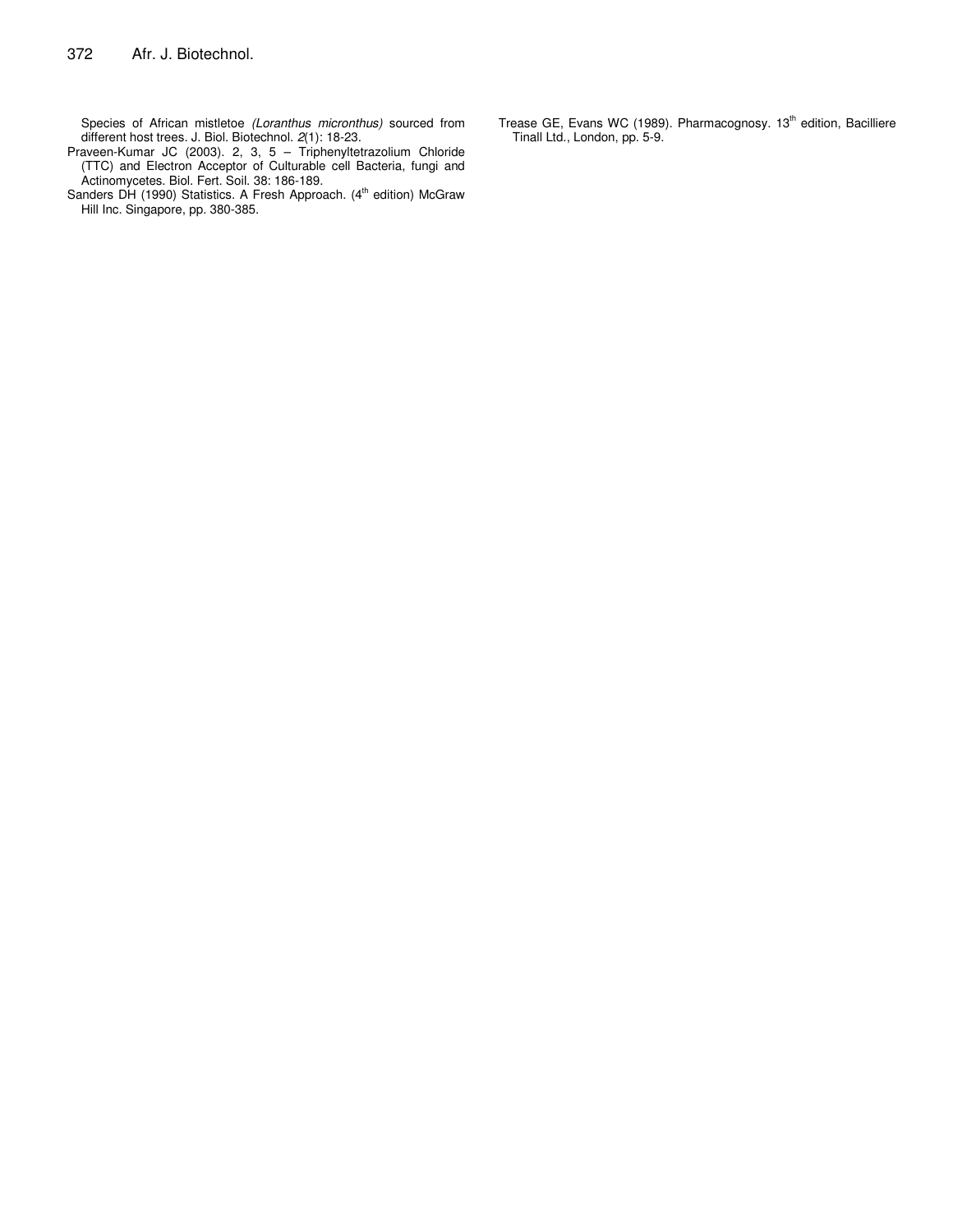Species of African mistletoe *(Loranthus micronthus)* sourced from different host trees. J. Biol. Biotechnol. *2*(1): 18-23.

Praveen-Kumar JC (2003). 2, 3, 5 – Triphenyltetrazolium Chloride (TTC) and Electron Acceptor of Culturable cell Bacteria, fungi and Actinomycetes. Biol. Fert. Soil. 38: 186-189.

Sanders DH (1990) Statistics. A Fresh Approach. (4th edition) McGraw Hill Inc. Singapore, pp. 380-385.

Trease GE, Evans WC (1989). Pharmacognosy. 13th edition, Bacilliere Tinall Ltd., London, pp. 5-9.